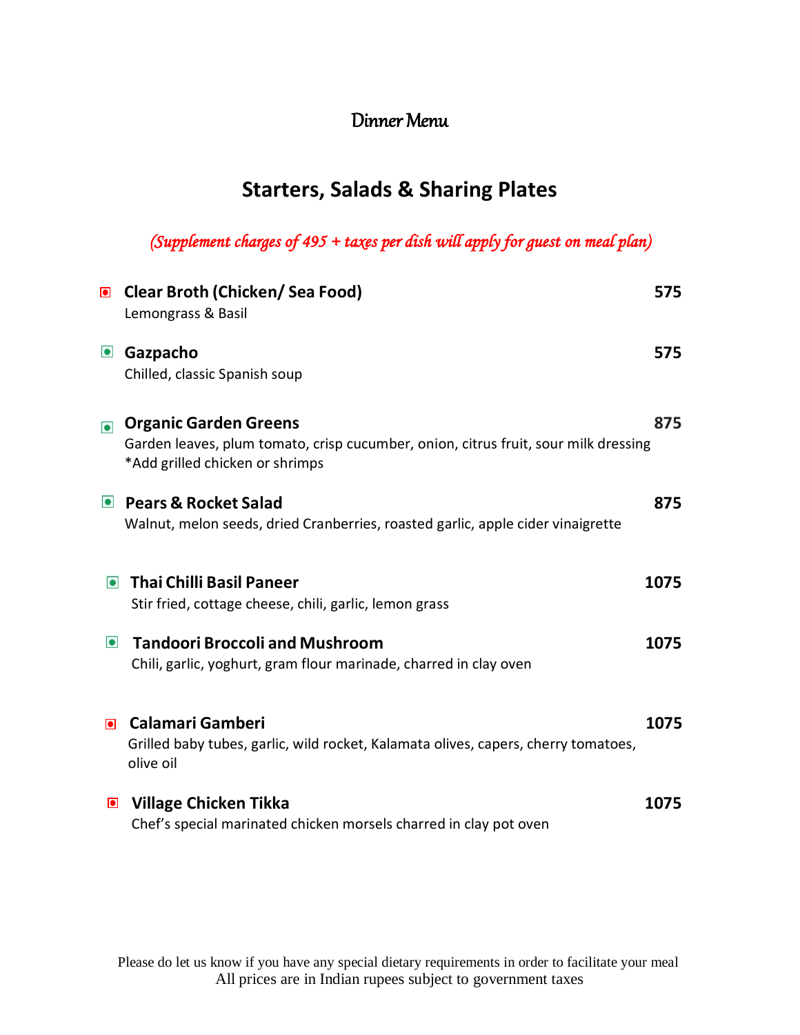# Dinner Menu

## Starters, Salads & Sharing Plates

*(Supplement charges of 495 + taxes per dish will apply for guest on meal plan)*

**Clear Broth (Chicken/ Sea Food)** **575**
Lemongrass & Basil

**Gazpacho** **575**
Chilled, classic Spanish soup

**Organic Garden Greens** **875**
Garden leaves, plum tomato, crisp cucumber, onion, citrus fruit, sour milk dressing
*Add grilled chicken or shrimps

**Pears & Rocket Salad** **875**
Walnut, melon seeds, dried Cranberries, roasted garlic, apple cider vinaigrette

**Thai Chilli Basil Paneer** **1075**
Stir fried, cottage cheese, chili, garlic, lemon grass

**Tandoori Broccoli and Mushroom** **1075**
Chili, garlic, yoghurt, gram flour marinade, charred in clay oven

**Calamari Gamberi** **1075**
Grilled baby tubes, garlic, wild rocket, Kalamata olives, capers, cherry tomatoes, olive oil

**Village Chicken Tikka** **1075**
Chef's special marinated chicken morsels charred in clay pot oven

Please do let us know if you have any special dietary requirements in order to facilitate your meal
All prices are in Indian rupees subject to government taxes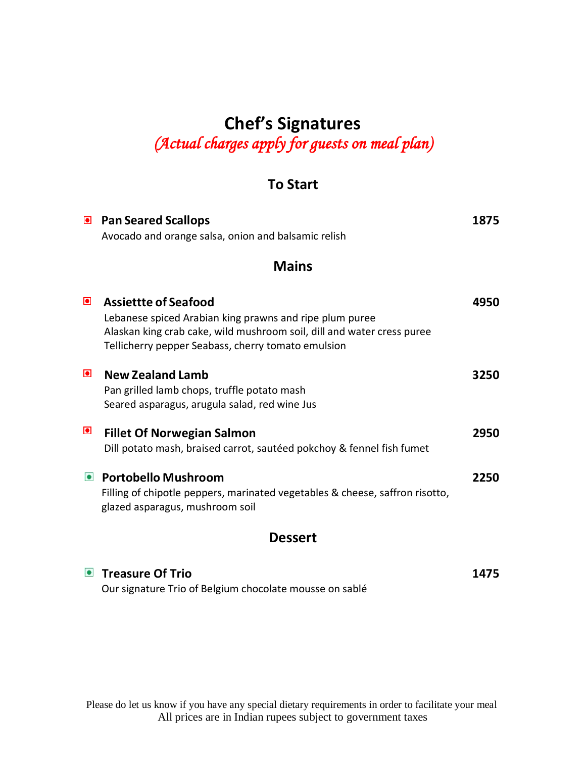# Chef's Signatures

*(Actual charges apply for guests on meal plan)*

## To Start

**Pan Seared Scallops** **1875**
Avocado and orange salsa, onion and balsamic relish

## Mains

**Assiettte of Seafood** **4950**
Lebanese spiced Arabian king prawns and ripe plum puree
Alaskan king crab cake, wild mushroom soil, dill and water cress puree
Tellicherry pepper Seabass, cherry tomato emulsion

**New Zealand Lamb** **3250**
Pan grilled lamb chops, truffle potato mash
Seared asparagus, arugula salad, red wine Jus

**Fillet Of Norwegian Salmon** **2950**
Dill potato mash, braised carrot, sautéed pokchoy & fennel fish fumet

**Portobello Mushroom** **2250**
Filling of chipotle peppers, marinated vegetables & cheese, saffron risotto, glazed asparagus, mushroom soil

## Dessert

**Treasure Of Trio** **1475**
Our signature Trio of Belgium chocolate mousse on sablé

Please do let us know if you have any special dietary requirements in order to facilitate your meal
All prices are in Indian rupees subject to government taxes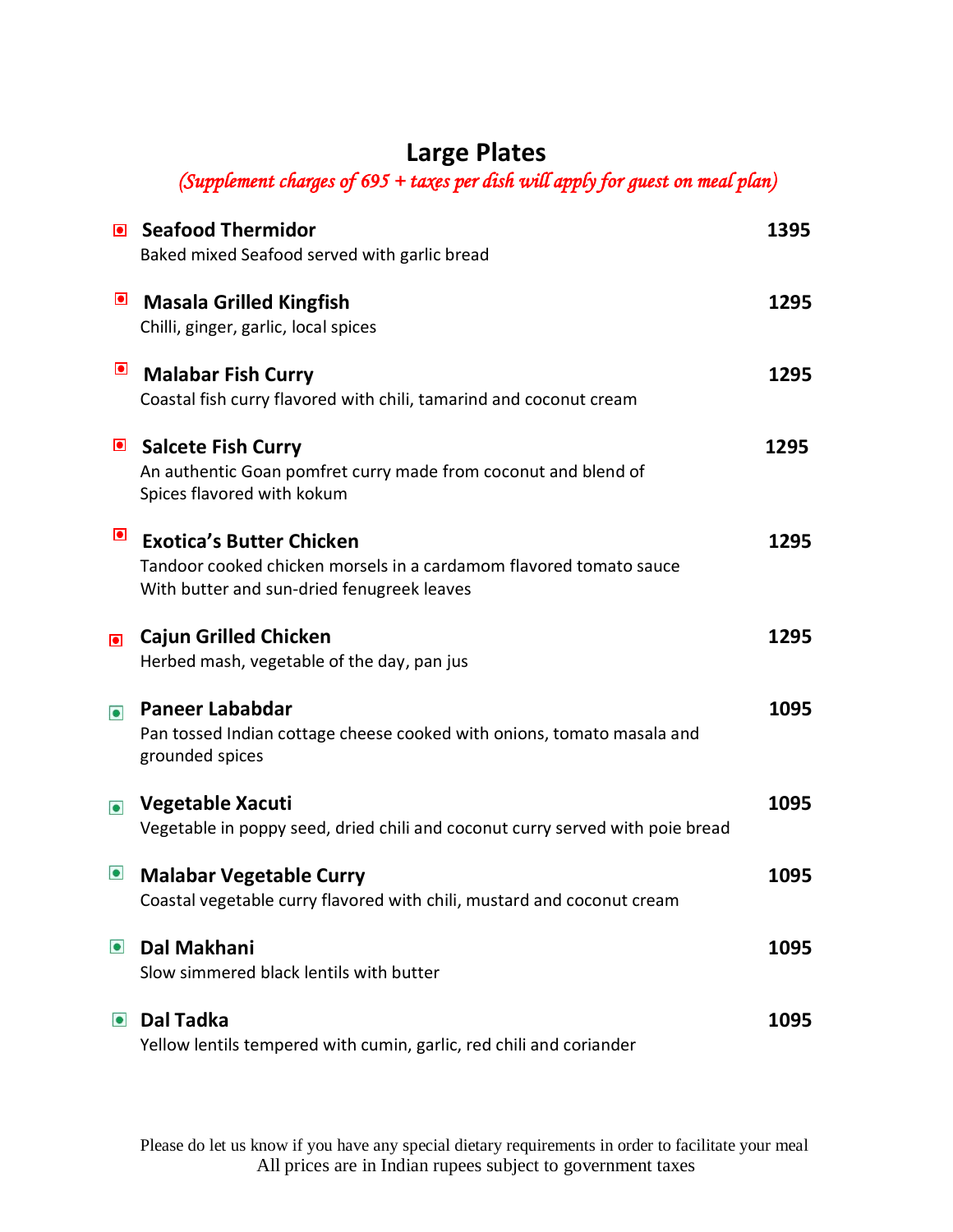# Large Plates

*(Supplement charges of 695 + taxes per dish will apply for guest on meal plan)*

**Seafood Thermidor** — **1395**
Baked mixed Seafood served with garlic bread

**Masala Grilled Kingfish** — **1295**
Chilli, ginger, garlic, local spices

**Malabar Fish Curry** — **1295**
Coastal fish curry flavored with chili, tamarind and coconut cream

**Salcete Fish Curry** — **1295**
An authentic Goan pomfret curry made from coconut and blend of
Spices flavored with kokum

**Exotica's Butter Chicken** — **1295**
Tandoor cooked chicken morsels in a cardamom flavored tomato sauce
With butter and sun-dried fenugreek leaves

**Cajun Grilled Chicken** — **1295**
Herbed mash, vegetable of the day, pan jus

**Paneer Lababdar** — **1095**
Pan tossed Indian cottage cheese cooked with onions, tomato masala and
grounded spices

**Vegetable Xacuti** — **1095**
Vegetable in poppy seed, dried chili and coconut curry served with poie bread

**Malabar Vegetable Curry** — **1095**
Coastal vegetable curry flavored with chili, mustard and coconut cream

**Dal Makhani** — **1095**
Slow simmered black lentils with butter

**Dal Tadka** — **1095**
Yellow lentils tempered with cumin, garlic, red chili and coriander

Please do let us know if you have any special dietary requirements in order to facilitate your meal
All prices are in Indian rupees subject to government taxes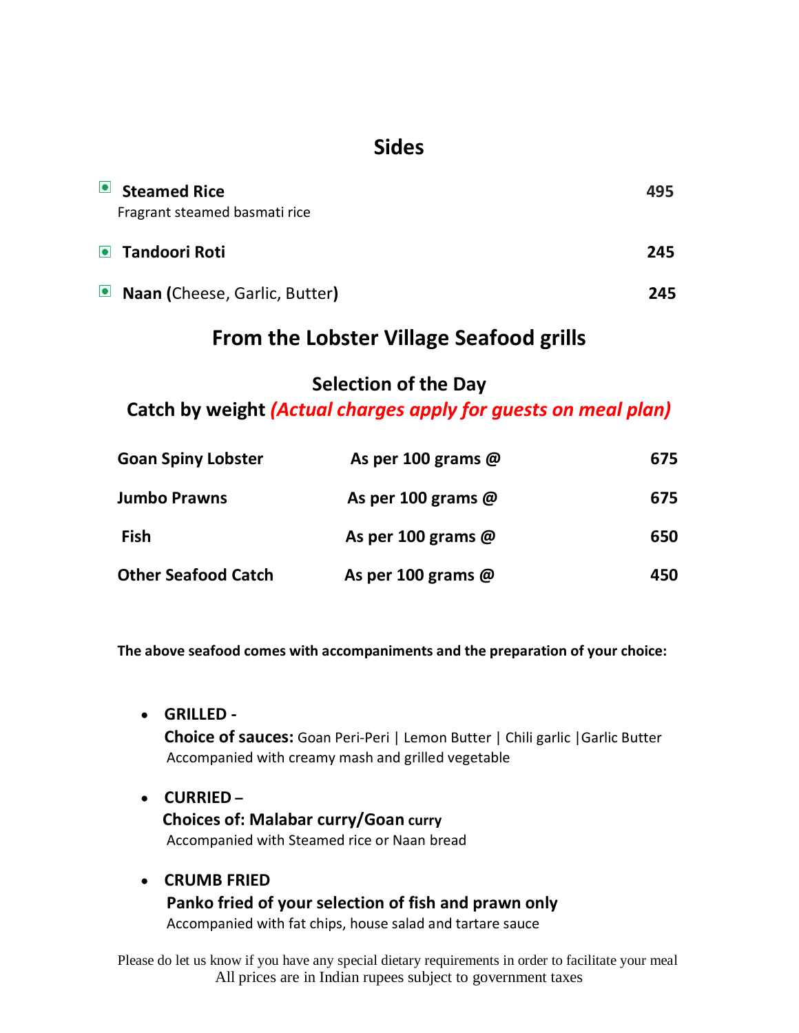## Sides

| | |
|---|---|
| **Steamed Rice**<br>Fragrant steamed basmati rice | **495** |
| **Tandoori Roti** | **245** |
| **Naan (**Cheese, Garlic, Butter**)** | **245** |

## From the Lobster Village Seafood grills

### Selection of the Day

### Catch by weight *(Actual charges apply for guests on meal plan)*

| | | |
|---|---|---|
| **Goan Spiny Lobster** | **As per 100 grams @** | **675** |
| **Jumbo Prawns** | **As per 100 grams @** | **675** |
| **Fish** | **As per 100 grams @** | **650** |
| **Other Seafood Catch** | **As per 100 grams @** | **450** |

**The above seafood comes with accompaniments and the preparation of your choice:**

- **GRILLED -**
  **Choice of sauces:** Goan Peri-Peri | Lemon Butter | Chili garlic |Garlic Butter
  Accompanied with creamy mash and grilled vegetable

- **CURRIED –**
  **Choices of: Malabar curry/Goan curry**
  Accompanied with Steamed rice or Naan bread

- **CRUMB FRIED**
  **Panko fried of your selection of fish and prawn only**
  Accompanied with fat chips, house salad and tartare sauce

Please do let us know if you have any special dietary requirements in order to facilitate your meal
All prices are in Indian rupees subject to government taxes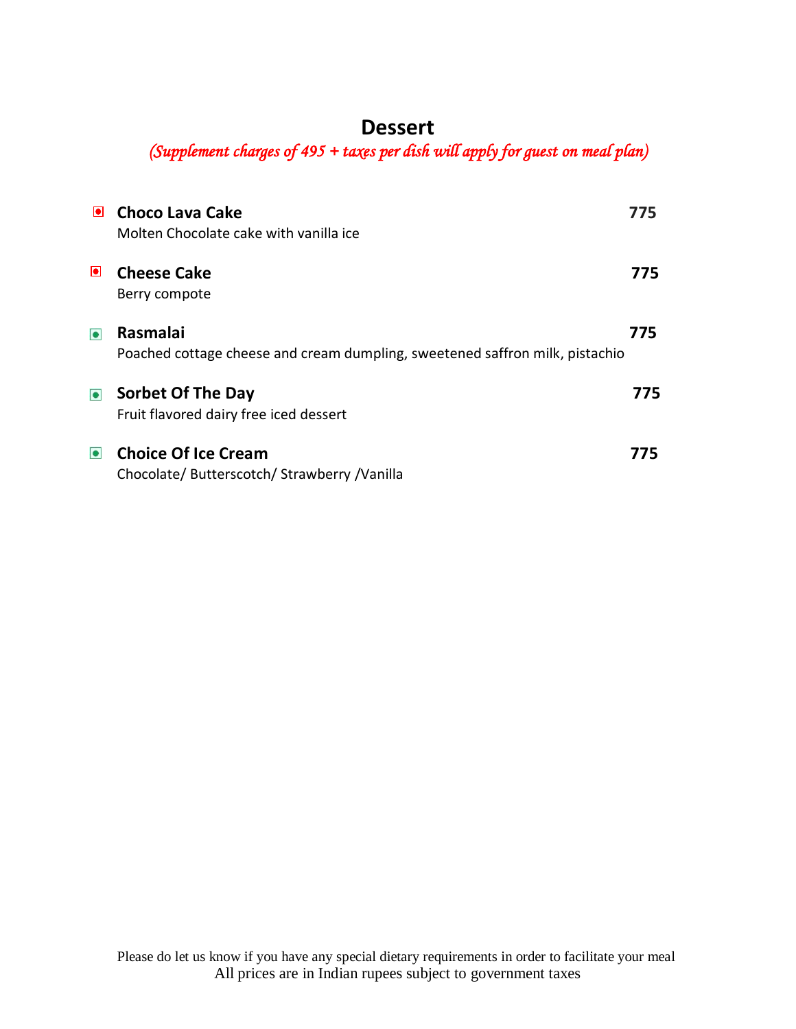# Dessert

*(Supplement charges of 495 + taxes per dish will apply for guest on meal plan)*

**Choco Lava Cake** **775**
Molten Chocolate cake with vanilla ice

**Cheese Cake** **775**
Berry compote

**Rasmalai** **775**
Poached cottage cheese and cream dumpling, sweetened saffron milk, pistachio

**Sorbet Of The Day** **775**
Fruit flavored dairy free iced dessert

**Choice Of Ice Cream** **775**
Chocolate/ Butterscotch/ Strawberry /Vanilla

Please do let us know if you have any special dietary requirements in order to facilitate your meal
All prices are in Indian rupees subject to government taxes